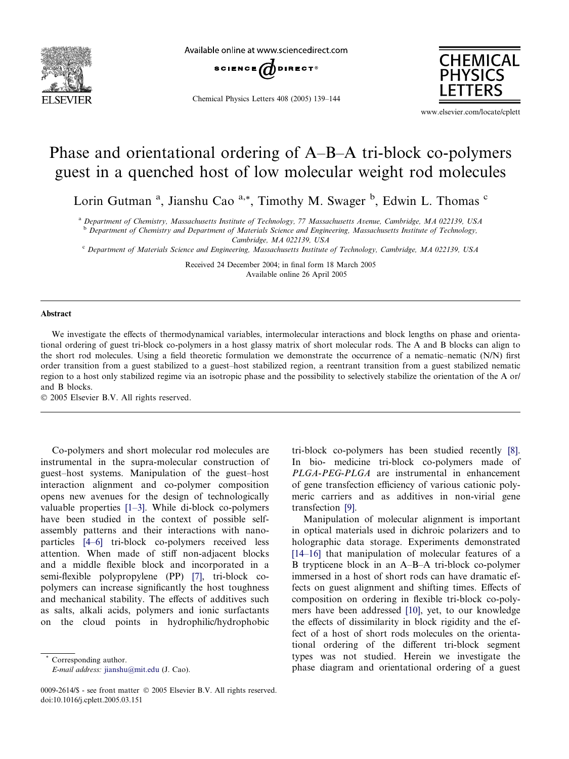# Phase and orientational ordering of A–B–A tri-block co-polymers guest in a quenched host of low molecular weight rod molecules

Lorin Gutman [a], Jianshu Cao [a,*], Timothy M. Swager [b], Edwin L. Thomas [c]

[a] Department of Chemistry, Massachusetts Institute of Technology, 77 Massachusetts Avenue, Cambridge, MA 022139, USA

[b] Department of Chemistry and Department of Materials Science and Engineering, Massachusetts Institute of Technology, Cambridge, MA 022139, USA

[c] Department of Materials Science and Engineering, Massachusetts Institute of Technology, Cambridge, MA 022139, USA

Received 24 December 2004; in final form 18 March 2005
Available online 26 April 2005

## Abstract

We investigate the effects of thermodynamical variables, intermolecular interactions and block lengths on phase and orientational ordering of guest tri-block co-polymers in a host glassy matrix of short molecular rods. The A and B blocks can align to the short rod molecules. Using a field theoretic formulation we demonstrate the occurrence of a nematic–nematic (N/N) first order transition from a guest stabilized to a guest–host stabilized region, a reentrant transition from a guest stabilized nematic region to a host only stabilized regime via an isotropic phase and the possibility to selectively stabilize the orientation of the A or/ and B blocks.

© 2005 Elsevier B.V. All rights reserved.

Co-polymers and short molecular rod molecules are instrumental in the supra-molecular construction of guest–host systems. Manipulation of the guest–host interaction alignment and co-polymer composition opens new avenues for the design of technologically valuable properties [1–3]. While di-block co-polymers have been studied in the context of possible self-assembly patterns and their interactions with nano-particles [4–6] tri-block co-polymers received less attention. When made of stiff non-adjacent blocks and a middle flexible block and incorporated in a semi-flexible polypropylene (PP) [7], tri-block co-polymers can increase significantly the host toughness and mechanical stability. The effects of additives such as salts, alkali acids, polymers and ionic surfactants on the cloud points in hydrophilic/hydrophobic tri-block co-polymers has been studied recently [8]. In bio- medicine tri-block co-polymers made of *PLGA-PEG-PLGA* are instrumental in enhancement of gene transfection efficiency of various cationic polymeric carriers and as additives in non-virial gene transfection [9].

Manipulation of molecular alignment is important in optical materials used in dichroic polarizers and to holographic data storage. Experiments demonstrated [14–16] that manipulation of molecular features of a B trypticene block in an A–B–A tri-block co-polymer immersed in a host of short rods can have dramatic effects on guest alignment and shifting times. Effects of composition on ordering in flexible tri-block co-polymers have been addressed [10], yet, to our knowledge the effects of dissimilarity in block rigidity and the effect of a host of short rods molecules on the orientational ordering of the different tri-block segment types was not studied. Herein we investigate the phase diagram and orientational ordering of a guest

\* Corresponding author.
E-mail address: jianshu@mit.edu (J. Cao).

0009-2614/$ - see front matter © 2005 Elsevier B.V. All rights reserved.
doi:10.1016/j.cplett.2005.03.151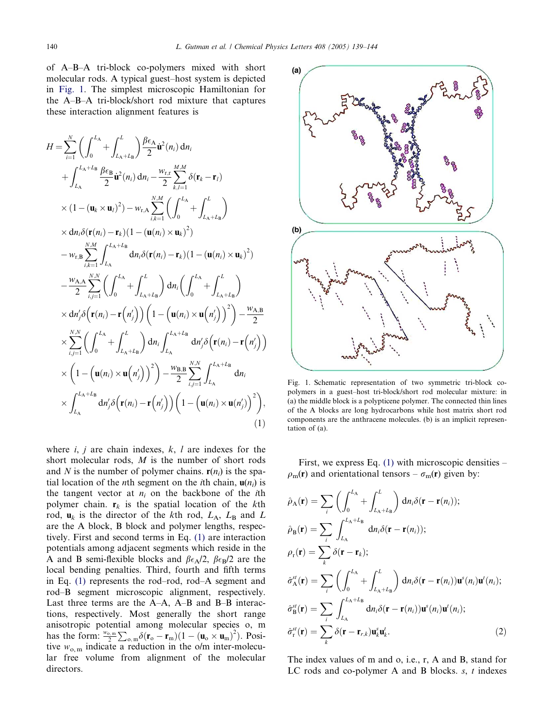of A–B–A tri-block co-polymers mixed with short molecular rods. A typical guest–host system is depicted in Fig. 1. The simplest microscopic Hamiltonian for the A–B–A tri-block/short rod mixture that captures these interaction alignment features is

$$
\begin{aligned}
H =& \sum_{i=1}^{N}\left(\int_{0}^{L_A}+\int_{L_A+L_B}^{L}\right)\frac{\beta\epsilon_A}{2}\dot{\mathbf{u}}^2(n_i)\,\mathrm{d}n_i \\
&+\int_{L_A}^{L_A+L_B}\frac{\beta\epsilon_B}{2}\dot{\mathbf{u}}^2(n_i)\,\mathrm{d}n_i-\frac{w_{r,r}}{2}\sum_{k,l=1}^{M,M}\delta(\mathbf{r}_k-\mathbf{r}_l) \\
&\times(1-(\mathbf{u}_k\times\mathbf{u}_l)^2)-w_{r,A}\sum_{i,k=1}^{N,M}\left(\int_{0}^{L_A}+\int_{L_A+L_B}^{L}\right) \\
&\times \mathrm{d}n_i\delta(\mathbf{r}(n_i)-\mathbf{r}_k)(1-(\mathbf{u}(n_i)\times\mathbf{u}_k)^2) \\
&-w_{r,B}\sum_{i,k=1}^{N,M}\int_{L_A}^{L_A+L_B}\mathrm{d}n_i\delta(\mathbf{r}(n_i)-\mathbf{r}_k)(1-(\mathbf{u}(n_i)\times\mathbf{u}_k)^2) \\
&-\frac{w_{A,A}}{2}\sum_{i,j=1}^{N,N}\left(\int_{0}^{L_A}+\int_{L_A+L_B}^{L}\right)\mathrm{d}n_i\left(\int_{0}^{L_A}+\int_{L_A+L_B}^{L}\right) \\
&\times \mathrm{d}n_j'\delta\left(\mathbf{r}(n_i)-\mathbf{r}\left(n_j'\right)\right)\left(1-\left(\mathbf{u}(n_i)\times\mathbf{u}\left(n_j'\right)\right)^2\right)-\frac{w_{A,B}}{2} \\
&\times\sum_{i,j=1}^{N,N}\left(\int_{0}^{L_A}+\int_{L_A+L_B}^{L}\right)\mathrm{d}n_i\int_{L_A}^{L_A+L_B}\mathrm{d}n_j'\delta\left(\mathbf{r}(n_i)-\mathbf{r}\left(n_j'\right)\right) \\
&\times\left(1-\left(\mathbf{u}(n_i)\times\mathbf{u}\left(n_j'\right)\right)^2\right)-\frac{w_{B,B}}{2}\sum_{i,j=1}^{N,N}\int_{L_A}^{L_A+L_B}\mathrm{d}n_i \\
&\times\int_{L_A}^{L_A+L_B}\mathrm{d}n_j'\delta\left(\mathbf{r}(n_i)-\mathbf{r}\left(n_j'\right)\right)\left(1-\left(\mathbf{u}(n_i)\times\mathbf{u}(n_j')\right)^2\right),
\end{aligned}
\tag{1}
$$

where $i$, $j$ are chain indexes, $k$, $l$ are indexes for the short molecular rods, $M$ is the number of short rods and $N$ is the number of polymer chains. $\mathbf{r}(n_i)$ is the spatial location of the $n$th segment on the $i$th chain, $\mathbf{u}(n_i)$ is the tangent vector at $n_i$ on the backbone of the $i$th polymer chain. $\mathbf{r}_k$ is the spatial location of the $k$th rod, $\mathbf{u}_k$ is the director of the $k$th rod, $L_A$, $L_B$ and $L$ are the A block, B block and polymer lengths, respectively. First and second terms in Eq. (1) are interaction potentials among adjacent segments which reside in the A and B semi-flexible blocks and $\beta\epsilon_A/2$, $\beta\epsilon_B/2$ are the local bending penalties. Third, fourth and fifth terms in Eq. (1) represents the rod–rod, rod–A segment and rod–B segment microscopic alignment, respectively. Last three terms are the A–A, A–B and B–B interactions, respectively. Most generally the short range anisotropic potential among molecular species o, m has the form: $\frac{w_{o,m}}{2}\sum_{o,m}\delta(\mathbf{r}_o-\mathbf{r}_m)(1-(\mathbf{u}_o\times\mathbf{u}_m)^2)$. Positive $w_{o,m}$ indicate a reduction in the o/m inter-molecular free volume from alignment of the molecular directors.

Fig. 1. Schematic representation of two symmetric tri-block co-polymers in a guest–host tri-block/short rod molecular mixture: in (a) the middle block is a polypticene polymer. The connected thin lines of the A blocks are long hydrocarbons while host matrix short rod components are the anthracene molecules. (b) is an implicit representation of (a).

First, we express Eq. (1) with microscopic densities – $\rho_m(\mathbf{r})$ and orientational tensors – $\sigma_m(\mathbf{r})$ given by:

$$
\begin{aligned}
\hat{\rho}_A(\mathbf{r}) &= \sum_i\left(\int_0^{L_A}+\int_{L_A+L_B}^{L}\right)\mathrm{d}n_i\delta(\mathbf{r}-\mathbf{r}(n_i)); \\
\hat{\rho}_B(\mathbf{r}) &= \sum_i\int_{L_A}^{L_A+L_B}\mathrm{d}n_i\delta(\mathbf{r}-\mathbf{r}(n_i)); \\
\rho_r(\mathbf{r}) &= \sum_k\delta(\mathbf{r}-\mathbf{r}_k); \\
\hat{\sigma}_A^{st}(\mathbf{r}) &= \sum_i\left(\int_0^{L_A}+\int_{L_A+L_B}^{L}\right)\mathrm{d}n_i\delta(\mathbf{r}-\mathbf{r}(n_i))\mathbf{u}^s(n_i)\mathbf{u}^t(n_i); \\
\hat{\sigma}_B^{st}(\mathbf{r}) &= \sum_i\int_{L_A}^{L_A+L_B}\mathrm{d}n_i\delta(\mathbf{r}-\mathbf{r}(n_i))\mathbf{u}^s(n_i)\mathbf{u}^t(n_i); \\
\hat{\sigma}_r^{st}(\mathbf{r}) &= \sum_k\delta(\mathbf{r}-\mathbf{r}_{r,k})\mathbf{u}_k^s\mathbf{u}_k^t.
\end{aligned}
\tag{2}
$$

The index values of m and o, i.e., r, A and B, stand for LC rods and co-polymer A and B blocks. $s$, $t$ indexes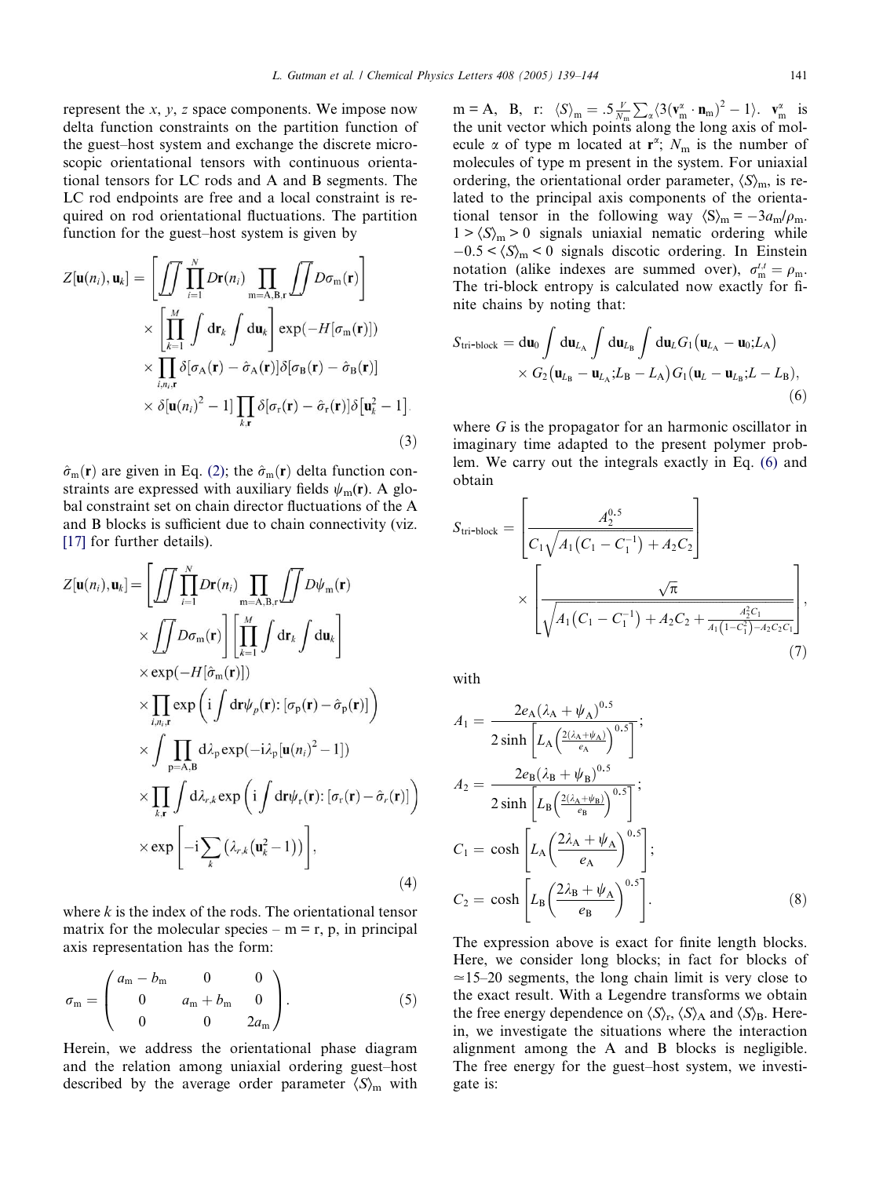represent the $x$, $y$, $z$ space components. We impose now delta function constraints on the partition function of the guest–host system and exchange the discrete microscopic orientational tensors with continuous orientational tensors for LC rods and A and B segments. The LC rod endpoints are free and a local constraint is required on rod orientational fluctuations. The partition function for the guest–host system is given by

$$
\begin{aligned}
Z[\mathbf{u}(n_i),\mathbf{u}_k] = &\left[\iint \prod_{i=1}^{N} D\mathbf{r}(n_i) \prod_{\mathrm{m=A,B,r}} \iint D\sigma_{\mathrm{m}}(\mathbf{r})\right] \\
&\times \left[\prod_{k=1}^{M} \int \mathrm{d}\mathbf{r}_k \int \mathrm{d}\mathbf{u}_k\right] \exp(-H[\sigma_{\mathrm{m}}(\mathbf{r})]) \\
&\times \prod_{i,n_i,\mathbf{r}} \delta[\sigma_{\mathrm{A}}(\mathbf{r}) - \hat{\sigma}_{\mathrm{A}}(\mathbf{r})]\delta[\sigma_{\mathrm{B}}(\mathbf{r}) - \hat{\sigma}_{\mathrm{B}}(\mathbf{r})] \\
&\times \delta[\mathbf{u}(n_i)^2 - 1] \prod_{k,\mathbf{r}} \delta[\sigma_{\mathrm{r}}(\mathbf{r}) - \hat{\sigma}_{\mathrm{r}}(\mathbf{r})]\delta\left[\mathbf{u}_k^2 - 1\right].
\end{aligned} \tag{3}
$$

$\hat{\sigma}_{\mathrm{m}}(\mathbf{r})$ are given in Eq. (2); the $\hat{\sigma}_{\mathrm{m}}(\mathbf{r})$ delta function constraints are expressed with auxiliary fields $\psi_{\mathrm{m}}(\mathbf{r})$. A global constraint set on chain director fluctuations of the A and B blocks is sufficient due to chain connectivity (viz. [17] for further details).

$$
\begin{aligned}
Z[\mathbf{u}(n_i),\mathbf{u}_k] = &\left[\iint \prod_{i=1}^{N} D\mathbf{r}(n_i) \prod_{\mathrm{m=A,B,r}} \iint D\psi_{\mathrm{m}}(\mathbf{r}) \right. \\
&\left. \times \iint D\sigma_{\mathrm{m}}(\mathbf{r})\right] \left[\prod_{k=1}^{M} \int \mathrm{d}\mathbf{r}_k \int \mathrm{d}\mathbf{u}_k\right] \\
&\times \exp(-H[\hat{\sigma}_{\mathrm{m}}(\mathbf{r})]) \\
&\times \prod_{i,n_i,\mathbf{r}} \exp\left(\mathrm{i}\int \mathrm{d}\mathbf{r}\psi_{\mathrm{p}}(\mathbf{r}) : [\sigma_{\mathrm{p}}(\mathbf{r}) - \hat{\sigma}_{\mathrm{p}}(\mathbf{r})]\right) \\
&\times \int \prod_{\mathrm{p=A,B}} \mathrm{d}\lambda_{\mathrm{p}} \exp(-\mathrm{i}\lambda_{\mathrm{p}}[\mathbf{u}(n_i)^2 - 1]) \\
&\times \prod_{k,\mathbf{r}} \int \mathrm{d}\lambda_{r,k} \exp\left(\mathrm{i}\int \mathrm{d}\mathbf{r}\psi_{\mathrm{r}}(\mathbf{r}) : [\sigma_{\mathrm{r}}(\mathbf{r}) - \hat{\sigma}_{r}(\mathbf{r})]\right) \\
&\times \exp\left[-\mathrm{i}\sum_{k}\left(\lambda_{r,k}\left(\mathbf{u}_k^2 - 1\right)\right)\right],
\end{aligned} \tag{4}
$$

where $k$ is the index of the rods. The orientational tensor matrix for the molecular species – m = r, p, in principal axis representation has the form:

$$
\sigma_{\mathrm{m}} = \begin{pmatrix} a_{\mathrm{m}} - b_{\mathrm{m}} & 0 & 0 \\ 0 & a_{\mathrm{m}} + b_{\mathrm{m}} & 0 \\ 0 & 0 & 2a_{\mathrm{m}} \end{pmatrix}. \tag{5}
$$

Herein, we address the orientational phase diagram and the relation among uniaxial ordering guest–host described by the average order parameter $\langle S\rangle_{\mathrm{m}}$ with m = A, B, r: $\langle S\rangle_{\mathrm{m}} = .5\frac{V}{N_{\mathrm{m}}}\sum_{\alpha}\langle 3(\mathbf{v}_{\mathrm{m}}^{\alpha}\cdot\mathbf{n}_{\mathrm{m}})^2 - 1\rangle$. $\mathbf{v}_{\mathrm{m}}^{\alpha}$ is the unit vector which points along the long axis of molecule $\alpha$ of type m located at $\mathbf{r}^{\alpha}$; $N_{\mathrm{m}}$ is the number of molecules of type m present in the system. For uniaxial ordering, the orientational order parameter, $\langle S\rangle_{\mathrm{m}}$, is related to the principal axis components of the orientational tensor in the following way $\langle S\rangle_{\mathrm{m}} = -3a_{\mathrm{m}}/\rho_{\mathrm{m}}$. $1 > \langle S\rangle_{\mathrm{m}} > 0$ signals uniaxial nematic ordering while $-0.5 < \langle S\rangle_{\mathrm{m}} < 0$ signals discotic ordering. In Einstein notation (alike indexes are summed over), $\sigma_{\mathrm{m}}^{t,t} = \rho_{\mathrm{m}}$. The tri-block entropy is calculated now exactly for finite chains by noting that:

$$
\begin{aligned}
S_{\text{tri-block}} = &\,\mathrm{d}\mathbf{u}_0 \int \mathrm{d}\mathbf{u}_{L_{\mathrm{A}}} \int \mathrm{d}\mathbf{u}_{L_{\mathrm{B}}} \int \mathrm{d}\mathbf{u}_L G_1\left(\mathbf{u}_{L_{\mathrm{A}}} - \mathbf{u}_0; L_{\mathrm{A}}\right) \\
&\times G_2\left(\mathbf{u}_{L_{\mathrm{B}}} - \mathbf{u}_{L_{\mathrm{A}}}; L_{\mathrm{B}} - L_{\mathrm{A}}\right) G_1\left(\mathbf{u}_L - \mathbf{u}_{L_{\mathrm{B}}}; L - L_{\mathrm{B}}\right),
\end{aligned} \tag{6}
$$

where $G$ is the propagator for an harmonic oscillator in imaginary time adapted to the present polymer problem. We carry out the integrals exactly in Eq. (6) and obtain

$$
S_{\text{tri-block}} = \left[\frac{A_2^{0.5}}{C_1\sqrt{A_1\left(C_1 - C_1^{-1}\right) + A_2C_2}}\right] \times \left[\frac{\sqrt{\pi}}{\sqrt{A_1\left(C_1 - C_1^{-1}\right) + A_2C_2 + \frac{A_2^2C_1}{A_1\left(1 - C_1^2\right) - A_2C_2C_1}}}\right], \tag{7}
$$

with

$$
\begin{aligned}
A_1 &= \frac{2e_{\mathrm{A}}(\lambda_{\mathrm{A}} + \psi_{\mathrm{A}})^{0.5}}{2\sinh\left[L_{\mathrm{A}}\left(\frac{2(\lambda_{\mathrm{A}} + \psi_{\mathrm{A}})}{e_{\mathrm{A}}}\right)^{0.5}\right]}; \\
A_2 &= \frac{2e_{\mathrm{B}}(\lambda_{\mathrm{B}} + \psi_{\mathrm{B}})^{0.5}}{2\sinh\left[L_{\mathrm{B}}\left(\frac{2(\lambda_{\mathrm{A}} + \psi_{\mathrm{B}})}{e_{\mathrm{B}}}\right)^{0.5}\right]}; \\
C_1 &= \cosh\left[L_{\mathrm{A}}\left(\frac{2\lambda_{\mathrm{A}} + \psi_{\mathrm{A}}}{e_{\mathrm{A}}}\right)^{0.5}\right]; \\
C_2 &= \cosh\left[L_{\mathrm{B}}\left(\frac{2\lambda_{\mathrm{B}} + \psi_{\mathrm{A}}}{e_{\mathrm{B}}}\right)^{0.5}\right].
\end{aligned} \tag{8}
$$

The expression above is exact for finite length blocks. Here, we consider long blocks; in fact for blocks of $\simeq$15–20 segments, the long chain limit is very close to the exact result. With a Legendre transforms we obtain the free energy dependence on $\langle S\rangle_{\mathrm{r}}$, $\langle S\rangle_{\mathrm{A}}$ and $\langle S\rangle_{\mathrm{B}}$. Herein, we investigate the situations where the interaction alignment among the A and B blocks is negligible. The free energy for the guest–host system, we investigate is: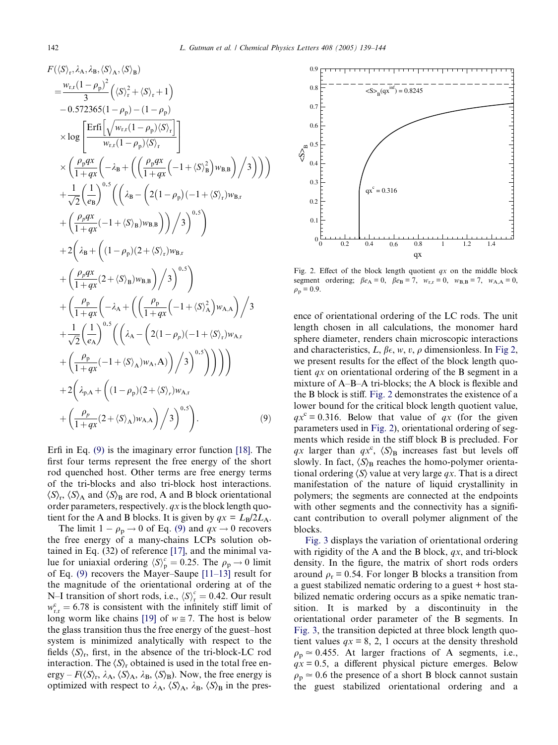$$
\begin{aligned}
&F(\langle S\rangle_{\mathrm{r}},\lambda_{\mathrm{A}},\lambda_{\mathrm{B}},\langle S\rangle_{\mathrm{A}},\langle S\rangle_{\mathrm{B}}) \\
&=\frac{w_{\mathrm{r,r}}(1-\rho_{\mathrm{p}})^{2}}{3}\left(\langle S\rangle_{\mathrm{r}}^{2}+\langle S\rangle_{\mathrm{r}}+1\right) \\
&\quad-0.572365(1-\rho_{\mathrm{p}})-(1-\rho_{\mathrm{p}}) \\
&\quad\times\log\left[\frac{\mathrm{Erfi}\left[\sqrt{w_{\mathrm{r,r}}(1-\rho_{\mathrm{p}})\langle S\rangle_{\mathrm{r}}}\right]}{w_{\mathrm{r,r}}(1-\rho_{\mathrm{p}})\langle S\rangle_{\mathrm{r}}}\right] \\
&\quad\times\left(\frac{\rho_{\mathrm{p}}qx}{1+qx}\left(-\lambda_{\mathrm{B}}+\left(\left(\frac{\rho_{\mathrm{p}}qx}{1+qx}\left(-1+\langle S\rangle_{\mathrm{B}}^{2}\right)w_{\mathrm{B,B}}\right)\Big/3\right)\right)\right) \\
&\quad+\frac{1}{\sqrt{2}}\left(\frac{1}{e_{\mathrm{B}}}\right)^{0.5}\left(\left(\lambda_{\mathrm{B}}-\left(2(1-\rho_{\mathrm{p}})(-1+\langle S\rangle_{\mathrm{r}})w_{\mathrm{B,r}}\right.\right.\right. \\
&\quad\left.\left.\left.+\left(\frac{\rho_{p}qx}{1+qx}(-1+\langle S\rangle_{\mathrm{B}})w_{\mathrm{B,B}}\right)\right)\Big/3\right)^{0.5}\right) \\
&\quad+2\left(\lambda_{\mathrm{B}}+\left((1-\rho_{\mathrm{p}})(2+\langle S\rangle_{\mathrm{r}})w_{\mathrm{B,r}}\right.\right. \\
&\quad\left.\left.+\left(\frac{\rho_{p}qx}{1+qx}(2+\langle S\rangle_{\mathrm{B}})w_{\mathrm{B,B}}\right)\Big/3\right)^{0.5}\right) \\
&\quad+\left(\frac{\rho_{\mathrm{p}}}{1+qx}\left(-\lambda_{\mathrm{A}}+\left(\left(\frac{\rho_{\mathrm{p}}}{1+qx}\left(-1+\langle S\rangle_{\mathrm{A}}^{2}\right)w_{\mathrm{A,A}}\right)\Big/3\right.\right.\right. \\
&\quad+\frac{1}{\sqrt{2}}\left(\frac{1}{e_{\mathrm{A}}}\right)^{0.5}\left(\left(\lambda_{\mathrm{A}}-\left(2(1-\rho_{p})(-1+\langle S\rangle_{\mathrm{r}})w_{\mathrm{A,r}}\right.\right.\right. \\
&\quad\left.\left.\left.\left.\left.\left.+\left(\frac{\rho_{\mathrm{p}}}{1+qx}(-1+\langle S\rangle_{\mathrm{A}})w_{\mathrm{A},}\mathrm{A})\right)\Big/3\right)^{0.5}\right)\right)\right)\right) \\
&\quad+2\left(\lambda_{\mathrm{p,A}}+\left((1-\rho_{\mathrm{p}})(2+\langle S\rangle_{r})w_{\mathrm{A,r}}\right.\right. \\
&\quad\left.\left.+\left(\frac{\rho_{p}}{1+qx}(2+\langle S\rangle_{\mathrm{A}})w_{\mathrm{A,A}}\right)\Big/3\right)^{0.5}\right).
\end{aligned}
\tag{9}
$$

Erfi in Eq. (9) is the imaginary error function [18]. The first four terms represent the free energy of the short rod quenched host. Other terms are free energy terms of the tri-blocks and also tri-block host interactions. $\langle S\rangle_{\mathrm{r}}$, $\langle S\rangle_{\mathrm{A}}$ and $\langle S\rangle_{\mathrm{B}}$ are rod, A and B block orientational order parameters, respectively. $qx$ is the block length quotient for the A and B blocks. It is given by $qx = L_{\mathrm{B}}/2L_{\mathrm{A}}$.

The limit $1-\rho_{\mathrm{p}} \to 0$ of Eq. (9) and $qx \to 0$ recovers the free energy of a many-chains LCPs solution obtained in Eq. (32) of reference [17], and the minimal value for uniaxial ordering $\langle S\rangle_{\mathrm{p}}^{c} = 0.25$. The $\rho_{\mathrm{p}} \to 0$ limit of Eq. (9) recovers the Mayer–Saupe [11–13] result for the magnitude of the orientational ordering at of the N–I transition of short rods, i.e., $\langle S\rangle_{\mathrm{r}}^{c} = 0.42$. Our result $w_{\mathrm{r,r}}^{c} = 6.78$ is consistent with the infinitely stiff limit of long worm like chains [19] of $w \cong 7$. The host is below the glass transition thus the free energy of the guest–host system is minimized analytically with respect to the fields $\langle S\rangle_{\mathrm{r}}$, first, in the absence of the tri-block-LC rod interaction. The $\langle S\rangle_{\mathrm{r}}$ obtained is used in the total free energy – $F(\langle S\rangle_{\mathrm{r}}, \lambda_{\mathrm{A}}, \langle S\rangle_{\mathrm{A}}, \lambda_{\mathrm{B}}, \langle S\rangle_{\mathrm{B}})$. Now, the free energy is optimized with respect to $\lambda_{\mathrm{A}}$, $\langle S\rangle_{\mathrm{A}}$, $\lambda_{\mathrm{B}}$, $\langle S\rangle_{\mathrm{B}}$ in the presence of orientational ordering of the LC rods. The unit length chosen in all calculations, the monomer hard sphere diameter, renders chain microscopic interactions and characteristics, $L$, $\beta\epsilon$, $w$, $v$, $\rho$ dimensionless. In Fig 2, we present results for the effect of the block length quotient $qx$ on orientational ordering of the B segment in a mixture of A–B–A tri-blocks; the A block is flexible and the B block is stiff. Fig. 2 demonstrates the existence of a lower bound for the critical block length quotient value, $qx^{c} = 0.316$. Below that value of $qx$ (for the given parameters used in Fig. 2), orientational ordering of segments which reside in the stiff block B is precluded. For $qx$ larger than $qx^{c}$, $\langle S\rangle_{\mathrm{B}}$ increases fast but levels off slowly. In fact, $\langle S\rangle_{\mathrm{B}}$ reaches the homo-polymer orientational ordering $\langle S\rangle$ value at very large $qx$. That is a direct manifestation of the nature of liquid crystallinity in polymers; the segments are connected at the endpoints with other segments and the connectivity has a significant contribution to overall polymer alignment of the blocks.

Fig. 2. Effect of the block length quotient $qx$ on the middle block segment ordering; $\beta e_{\mathrm{A}} = 0$, $\beta e_{\mathrm{B}} = 7$, $w_{\mathrm{r,r}} = 0$, $w_{\mathrm{B,B}} = 7$, $w_{\mathrm{A,A}} = 0$, $\rho_{\mathrm{p}} = 0.9$.

Fig. 3 displays the variation of orientational ordering with rigidity of the A and the B block, $qx$, and tri-block density. In the figure, the matrix of short rods orders around $\rho_{\mathrm{r}} = 0.54$. For longer B blocks a transition from a guest stabilized nematic ordering to a guest + host stabilized nematic ordering occurs as a spike nematic transition. It is marked by a discontinuity in the orientational order parameter of the B segments. In Fig. 3, the transition depicted at three block length quotient values $qx = 8$, 2, 1 occurs at the density threshold $\rho_{\mathrm{p}} \simeq 0.455$. At larger fractions of A segments, i.e., $qx = 0.5$, a different physical picture emerges. Below $\rho_{\mathrm{p}} \simeq 0.6$ the presence of a short B block cannot sustain the guest stabilized orientational ordering and a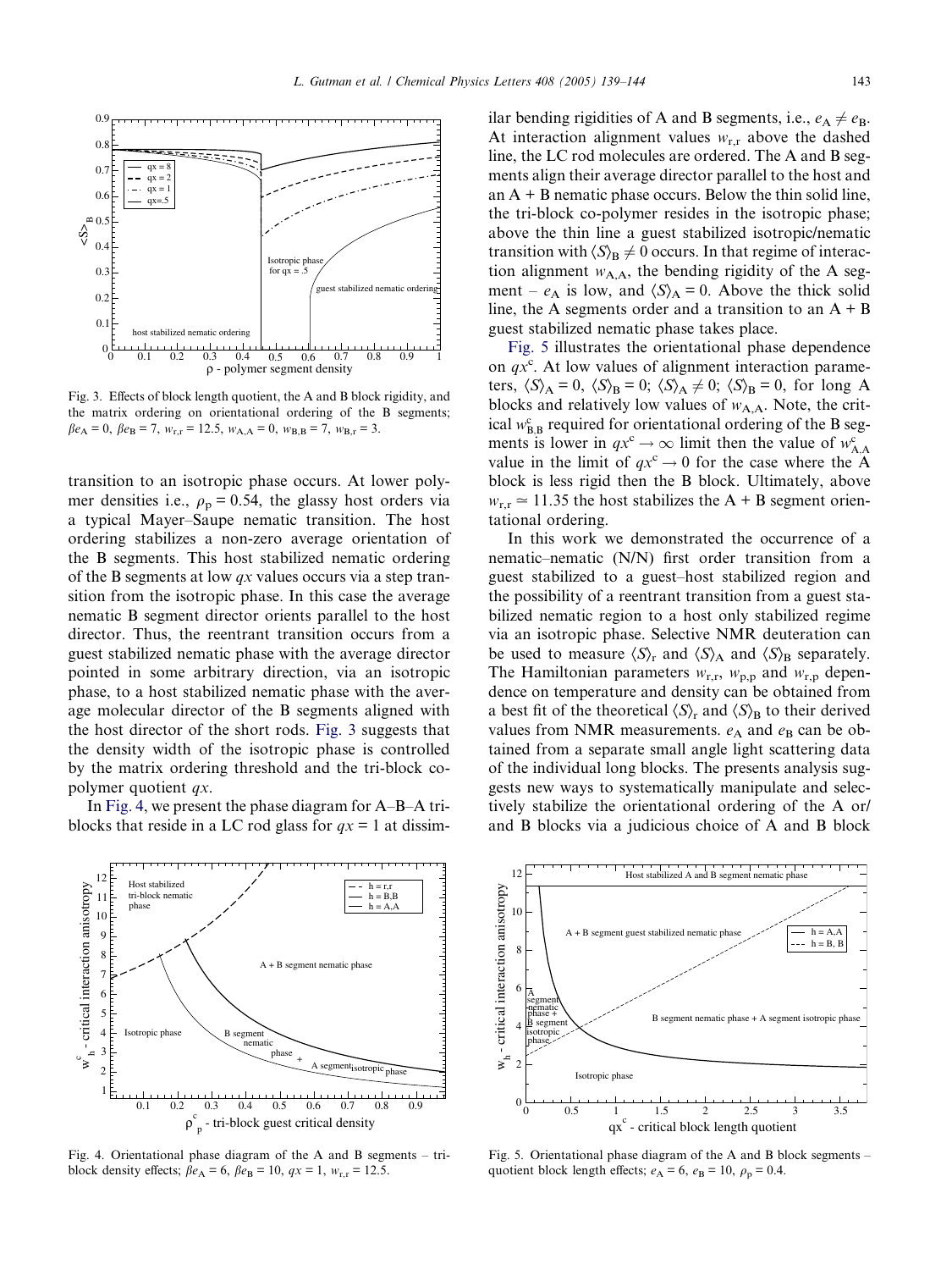Fig. 3. Effects of block length quotient, the A and B block rigidity, and the matrix ordering on orientational ordering of the B segments; $\beta e_A = 0$, $\beta e_B = 7$, $w_{r,r} = 12.5$, $w_{A,A} = 0$, $w_{B,B} = 7$, $w_{B,r} = 3$.

transition to an isotropic phase occurs. At lower polymer densities i.e., $\rho_p = 0.54$, the glassy host orders via a typical Mayer–Saupe nematic transition. The host ordering stabilizes a non-zero average orientation of the B segments. This host stabilized nematic ordering of the B segments at low $qx$ values occurs via a step transition from the isotropic phase. In this case the average nematic B segment director orients parallel to the host director. Thus, the reentrant transition occurs from a guest stabilized nematic phase with the average director pointed in some arbitrary direction, via an isotropic phase, to a host stabilized nematic phase with the average molecular director of the B segments aligned with the host director of the short rods. Fig. 3 suggests that the density width of the isotropic phase is controlled by the matrix ordering threshold and the tri-block copolymer quotient $qx$.

In Fig. 4, we present the phase diagram for A–B–A tri-blocks that reside in a LC rod glass for $qx = 1$ at dissimilar bending rigidities of A and B segments, i.e., $e_A \neq e_B$. At interaction alignment values $w_{r,r}$ above the dashed line, the LC rod molecules are ordered. The A and B segments align their average director parallel to the host and an A + B nematic phase occurs. Below the thin solid line, the tri-block co-polymer resides in the isotropic phase; above the thin line a guest stabilized isotropic/nematic transition with $\langle S \rangle_B \neq 0$ occurs. In that regime of interaction alignment $w_{A,A}$, the bending rigidity of the A segment – $e_A$ is low, and $\langle S \rangle_A = 0$. Above the thick solid line, the A segments order and a transition to an A + B guest stabilized nematic phase takes place.

Fig. 5 illustrates the orientational phase dependence on $qx^c$. At low values of alignment interaction parameters, $\langle S \rangle_A = 0$, $\langle S \rangle_B = 0$; $\langle S \rangle_A \neq 0$; $\langle S \rangle_B = 0$, for long A blocks and relatively low values of $w_{A,A}$. Note, the critical $w^c_{B,B}$ required for orientational ordering of the B segments is lower in $qx^c \to \infty$ limit then the value of $w^c_{A,A}$ value in the limit of $qx^c \to 0$ for the case where the A block is less rigid then the B block. Ultimately, above $w_{r,r} \simeq 11.35$ the host stabilizes the A + B segment orientational ordering.

In this work we demonstrated the occurrence of a nematic–nematic (N/N) first order transition from a guest stabilized to a guest–host stabilized region and the possibility of a reentrant transition from a guest stabilized nematic region to a host only stabilized regime via an isotropic phase. Selective NMR deuteration can be used to measure $\langle S \rangle_r$ and $\langle S \rangle_A$ and $\langle S \rangle_B$ separately. The Hamiltonian parameters $w_{r,r}$, $w_{p,p}$ and $w_{r,p}$ dependence on temperature and density can be obtained from a best fit of the theoretical $\langle S \rangle_r$ and $\langle S \rangle_B$ to their derived values from NMR measurements. $e_A$ and $e_B$ can be obtained from a separate small angle light scattering data of the individual long blocks. The presents analysis suggests new ways to systematically manipulate and selectively stabilize the orientational ordering of the A or/ and B blocks via a judicious choice of A and B block

Fig. 4. Orientational phase diagram of the A and B segments – tri-block density effects; $\beta e_A = 6$, $\beta e_B = 10$, $qx = 1$, $w_{r,r} = 12.5$.

Fig. 5. Orientational phase diagram of the A and B block segments – quotient block length effects; $e_A = 6$, $e_B = 10$, $\rho_p = 0.4$.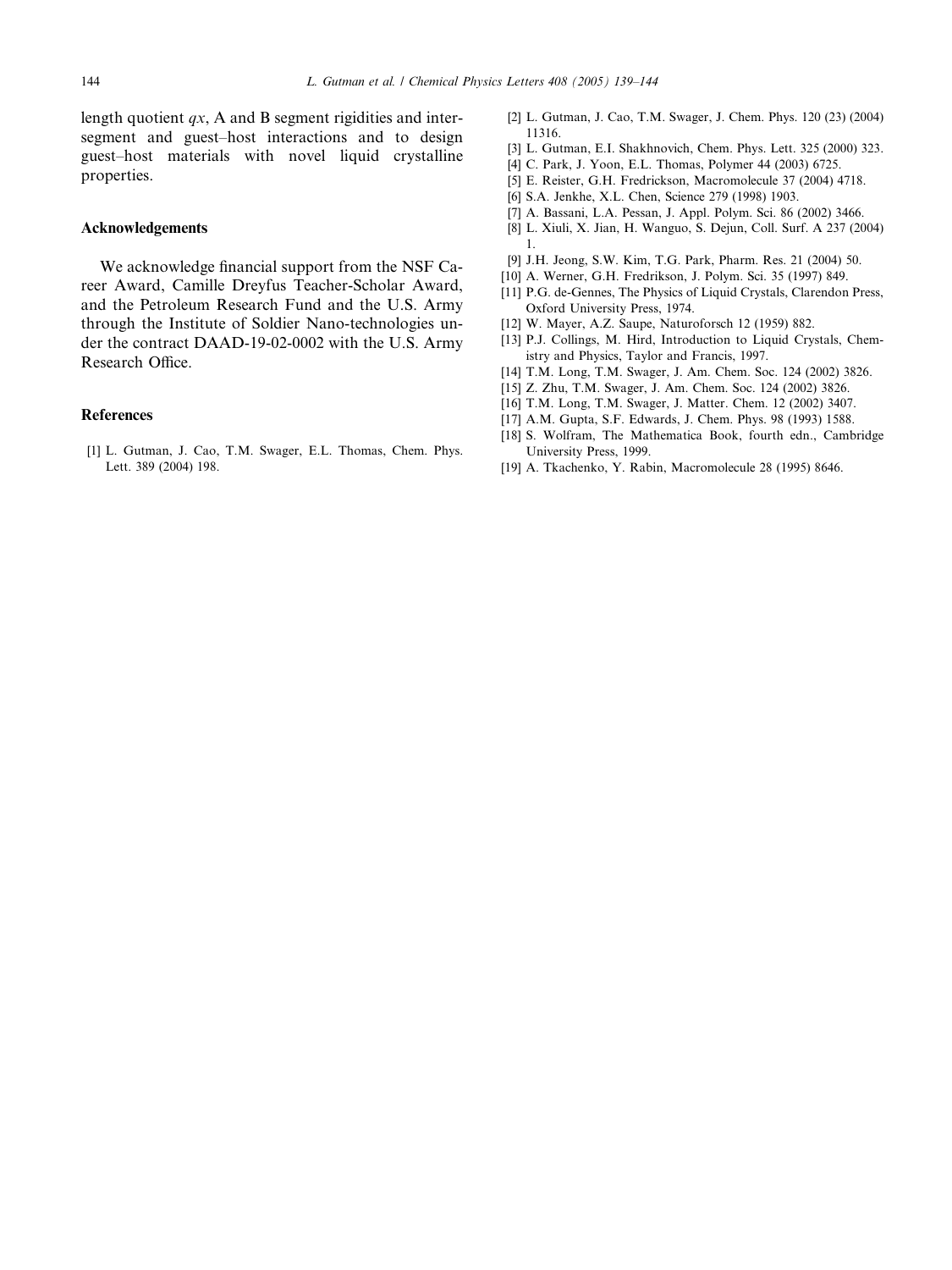length quotient $qx$, A and B segment rigidities and inter-segment and guest–host interactions and to design guest–host materials with novel liquid crystalline properties.

## Acknowledgements

We acknowledge financial support from the NSF Career Award, Camille Dreyfus Teacher-Scholar Award, and the Petroleum Research Fund and the U.S. Army through the Institute of Soldier Nano-technologies under the contract DAAD-19-02-0002 with the U.S. Army Research Office.

## References

[1] L. Gutman, J. Cao, T.M. Swager, E.L. Thomas, Chem. Phys. Lett. 389 (2004) 198.

[2] L. Gutman, J. Cao, T.M. Swager, J. Chem. Phys. 120 (23) (2004) 11316.

[3] L. Gutman, E.I. Shakhnovich, Chem. Phys. Lett. 325 (2000) 323.

[4] C. Park, J. Yoon, E.L. Thomas, Polymer 44 (2003) 6725.

[5] E. Reister, G.H. Fredrickson, Macromolecule 37 (2004) 4718.

[6] S.A. Jenkhe, X.L. Chen, Science 279 (1998) 1903.

[7] A. Bassani, L.A. Pessan, J. Appl. Polym. Sci. 86 (2002) 3466.

[8] L. Xiuli, X. Jian, H. Wanguo, S. Dejun, Coll. Surf. A 237 (2004) 1.

[9] J.H. Jeong, S.W. Kim, T.G. Park, Pharm. Res. 21 (2004) 50.

[10] A. Werner, G.H. Fredrikson, J. Polym. Sci. 35 (1997) 849.

[11] P.G. de-Gennes, The Physics of Liquid Crystals, Clarendon Press, Oxford University Press, 1974.

[12] W. Mayer, A.Z. Saupe, Naturoforsch 12 (1959) 882.

[13] P.J. Collings, M. Hird, Introduction to Liquid Crystals, Chemistry and Physics, Taylor and Francis, 1997.

[14] T.M. Long, T.M. Swager, J. Am. Chem. Soc. 124 (2002) 3826.

[15] Z. Zhu, T.M. Swager, J. Am. Chem. Soc. 124 (2002) 3826.

[16] T.M. Long, T.M. Swager, J. Matter. Chem. 12 (2002) 3407.

[17] A.M. Gupta, S.F. Edwards, J. Chem. Phys. 98 (1993) 1588.

[18] S. Wolfram, The Mathematica Book, fourth edn., Cambridge University Press, 1999.

[19] A. Tkachenko, Y. Rabin, Macromolecule 28 (1995) 8646.